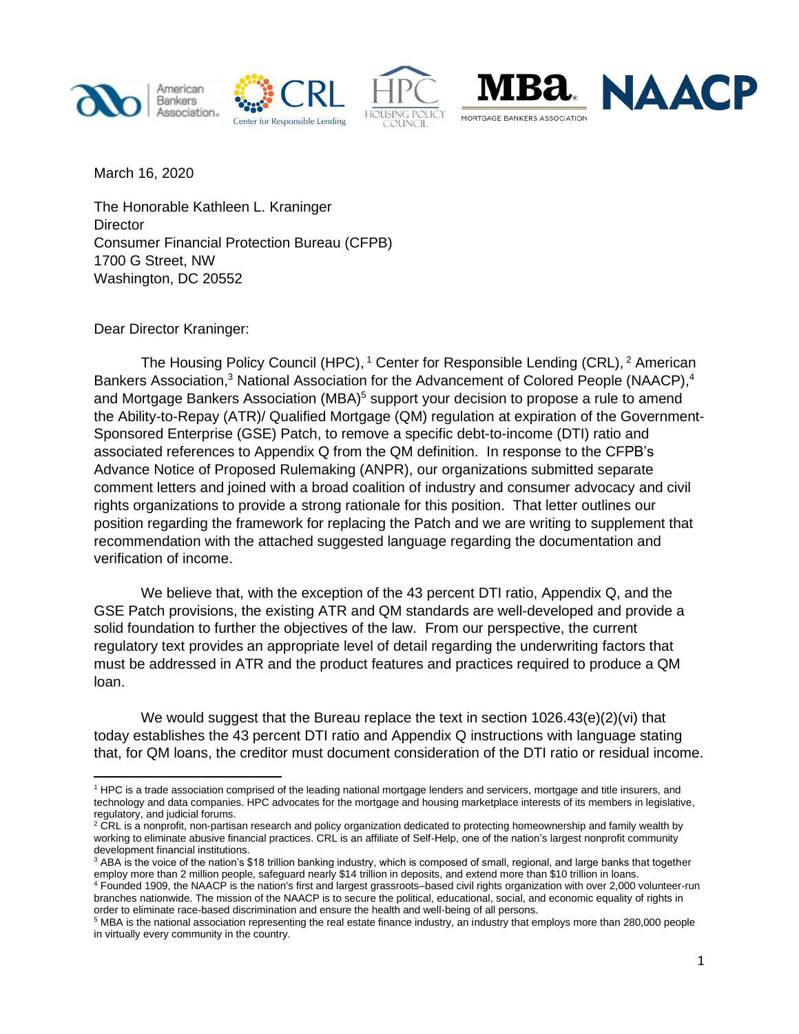March 16, 2020

The Honorable Kathleen L. Kraninger
Director
Consumer Financial Protection Bureau (CFPB)
1700 G Street, NW
Washington, DC 20552

Dear Director Kraninger:

The Housing Policy Council (HPC),[1] Center for Responsible Lending (CRL),[2] American Bankers Association,[3] National Association for the Advancement of Colored People (NAACP),[4] and Mortgage Bankers Association (MBA)[5] support your decision to propose a rule to amend the Ability-to-Repay (ATR)/ Qualified Mortgage (QM) regulation at expiration of the Government-Sponsored Enterprise (GSE) Patch, to remove a specific debt-to-income (DTI) ratio and associated references to Appendix Q from the QM definition. In response to the CFPB's Advance Notice of Proposed Rulemaking (ANPR), our organizations submitted separate comment letters and joined with a broad coalition of industry and consumer advocacy and civil rights organizations to provide a strong rationale for this position. That letter outlines our position regarding the framework for replacing the Patch and we are writing to supplement that recommendation with the attached suggested language regarding the documentation and verification of income.

We believe that, with the exception of the 43 percent DTI ratio, Appendix Q, and the GSE Patch provisions, the existing ATR and QM standards are well-developed and provide a solid foundation to further the objectives of the law. From our perspective, the current regulatory text provides an appropriate level of detail regarding the underwriting factors that must be addressed in ATR and the product features and practices required to produce a QM loan.

We would suggest that the Bureau replace the text in section 1026.43(e)(2)(vi) that today establishes the 43 percent DTI ratio and Appendix Q instructions with language stating that, for QM loans, the creditor must document consideration of the DTI ratio or residual income.

---

[1] HPC is a trade association comprised of the leading national mortgage lenders and servicers, mortgage and title insurers, and technology and data companies. HPC advocates for the mortgage and housing marketplace interests of its members in legislative, regulatory, and judicial forums.

[2] CRL is a nonprofit, non-partisan research and policy organization dedicated to protecting homeownership and family wealth by working to eliminate abusive financial practices. CRL is an affiliate of Self-Help, one of the nation's largest nonprofit community development financial institutions.

[3] ABA is the voice of the nation's $18 trillion banking industry, which is composed of small, regional, and large banks that together employ more than 2 million people, safeguard nearly $14 trillion in deposits, and extend more than $10 trillion in loans.

[4] Founded 1909, the NAACP is the nation's first and largest grassroots–based civil rights organization with over 2,000 volunteer-run branches nationwide. The mission of the NAACP is to secure the political, educational, social, and economic equality of rights in order to eliminate race-based discrimination and ensure the health and well-being of all persons.

[5] MBA is the national association representing the real estate finance industry, an industry that employs more than 280,000 people in virtually every community in the country.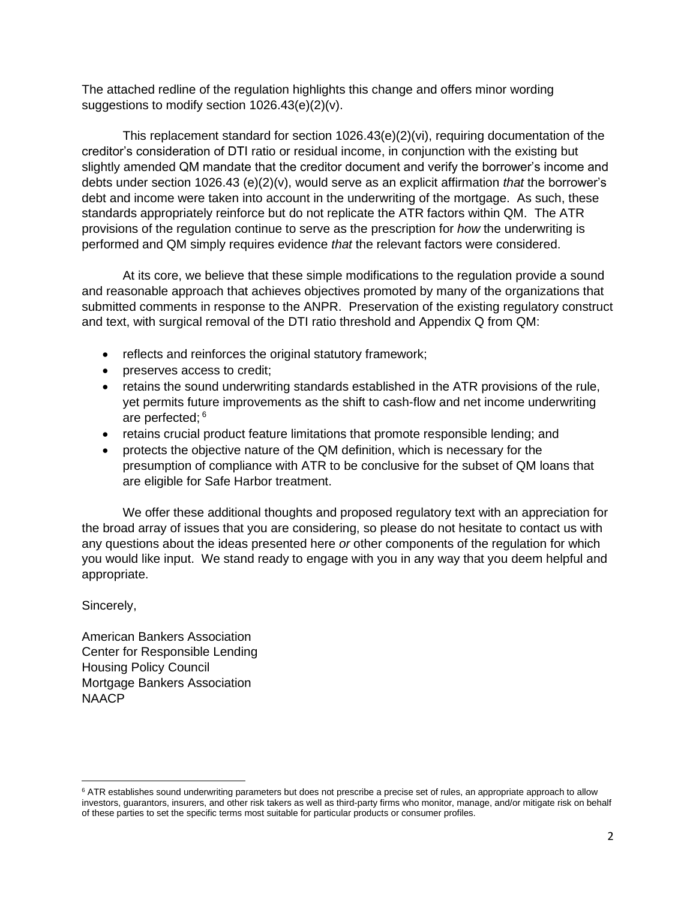The attached redline of the regulation highlights this change and offers minor wording suggestions to modify section 1026.43(e)(2)(v).

This replacement standard for section 1026.43(e)(2)(vi), requiring documentation of the creditor's consideration of DTI ratio or residual income, in conjunction with the existing but slightly amended QM mandate that the creditor document and verify the borrower's income and debts under section 1026.43 (e)(2)(v), would serve as an explicit affirmation *that* the borrower's debt and income were taken into account in the underwriting of the mortgage. As such, these standards appropriately reinforce but do not replicate the ATR factors within QM. The ATR provisions of the regulation continue to serve as the prescription for *how* the underwriting is performed and QM simply requires evidence *that* the relevant factors were considered.

At its core, we believe that these simple modifications to the regulation provide a sound and reasonable approach that achieves objectives promoted by many of the organizations that submitted comments in response to the ANPR. Preservation of the existing regulatory construct and text, with surgical removal of the DTI ratio threshold and Appendix Q from QM:

- reflects and reinforces the original statutory framework;
- preserves access to credit;
- retains the sound underwriting standards established in the ATR provisions of the rule, yet permits future improvements as the shift to cash-flow and net income underwriting are perfected; [6]
- retains crucial product feature limitations that promote responsible lending; and
- protects the objective nature of the QM definition, which is necessary for the presumption of compliance with ATR to be conclusive for the subset of QM loans that are eligible for Safe Harbor treatment.

We offer these additional thoughts and proposed regulatory text with an appreciation for the broad array of issues that you are considering, so please do not hesitate to contact us with any questions about the ideas presented here *or* other components of the regulation for which you would like input. We stand ready to engage with you in any way that you deem helpful and appropriate.

Sincerely,

American Bankers Association
Center for Responsible Lending
Housing Policy Council
Mortgage Bankers Association
NAACP

---

[6] ATR establishes sound underwriting parameters but does not prescribe a precise set of rules, an appropriate approach to allow investors, guarantors, insurers, and other risk takers as well as third-party firms who monitor, manage, and/or mitigate risk on behalf of these parties to set the specific terms most suitable for particular products or consumer profiles.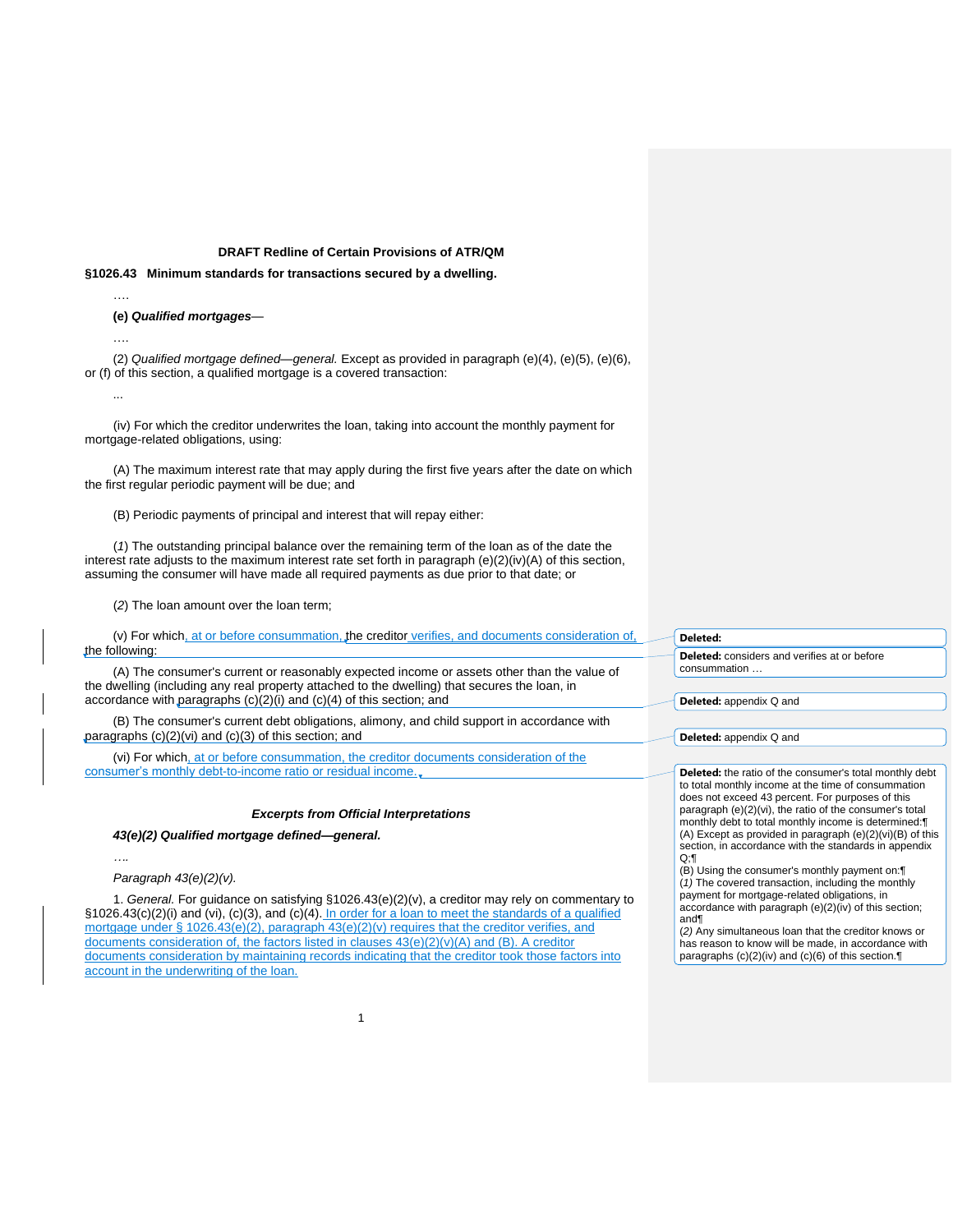**DRAFT Redline of Certain Provisions of ATR/QM**

**§1026.43 Minimum standards for transactions secured by a dwelling.**

….

**(e)** ***Qualified mortgages*****—**

….

(2) *Qualified mortgage defined—general.* Except as provided in paragraph (e)(4), (e)(5), (e)(6), or (f) of this section, a qualified mortgage is a covered transaction:

...

(iv) For which the creditor underwrites the loan, taking into account the monthly payment for mortgage-related obligations, using:

(A) The maximum interest rate that may apply during the first five years after the date on which the first regular periodic payment will be due; and

(B) Periodic payments of principal and interest that will repay either:

(*1*) The outstanding principal balance over the remaining term of the loan as of the date the interest rate adjusts to the maximum interest rate set forth in paragraph (e)(2)(iv)(A) of this section, assuming the consumer will have made all required payments as due prior to that date; or

(*2*) The loan amount over the loan term;

(v) For which, at or before consummation, the creditor verifies, and documents consideration of, the following:

(A) The consumer's current or reasonably expected income or assets other than the value of the dwelling (including any real property attached to the dwelling) that secures the loan, in accordance with paragraphs (c)(2)(i) and (c)(4) of this section; and

(B) The consumer's current debt obligations, alimony, and child support in accordance with paragraphs (c)(2)(vi) and (c)(3) of this section; and

(vi) For which, at or before consummation, the creditor documents consideration of the consumer's monthly debt-to-income ratio or residual income.

***Excerpts from Official Interpretations***

***43(e)(2) Qualified mortgage defined—general.***

*….*

*Paragraph 43(e)(2)(v).*

1. *General.* For guidance on satisfying §1026.43(e)(2)(v), a creditor may rely on commentary to §1026.43(c)(2)(i) and (vi), (c)(3), and (c)(4). In order for a loan to meet the standards of a qualified mortgage under § 1026.43(e)(2), paragraph 43(e)(2)(v) requires that the creditor verifies, and documents consideration of, the factors listed in clauses 43(e)(2)(v)(A) and (B). A creditor documents consideration by maintaining records indicating that the creditor took those factors into account in the underwriting of the loan.

---

**Deleted:**

**Deleted:** considers and verifies at or before consummation …

**Deleted:** appendix Q and

**Deleted:** appendix Q and

**Deleted:** the ratio of the consumer's total monthly debt to total monthly income at the time of consummation does not exceed 43 percent. For purposes of this paragraph (e)(2)(vi), the ratio of the consumer's total monthly debt to total monthly income is determined:¶
(A) Except as provided in paragraph (e)(2)(vi)(B) of this section, in accordance with the standards in appendix Q;¶
(B) Using the consumer's monthly payment on:¶
(*1*) The covered transaction, including the monthly payment for mortgage-related obligations, in accordance with paragraph (e)(2)(iv) of this section; and¶
(*2*) Any simultaneous loan that the creditor knows or has reason to know will be made, in accordance with paragraphs (c)(2)(iv) and (c)(6) of this section.¶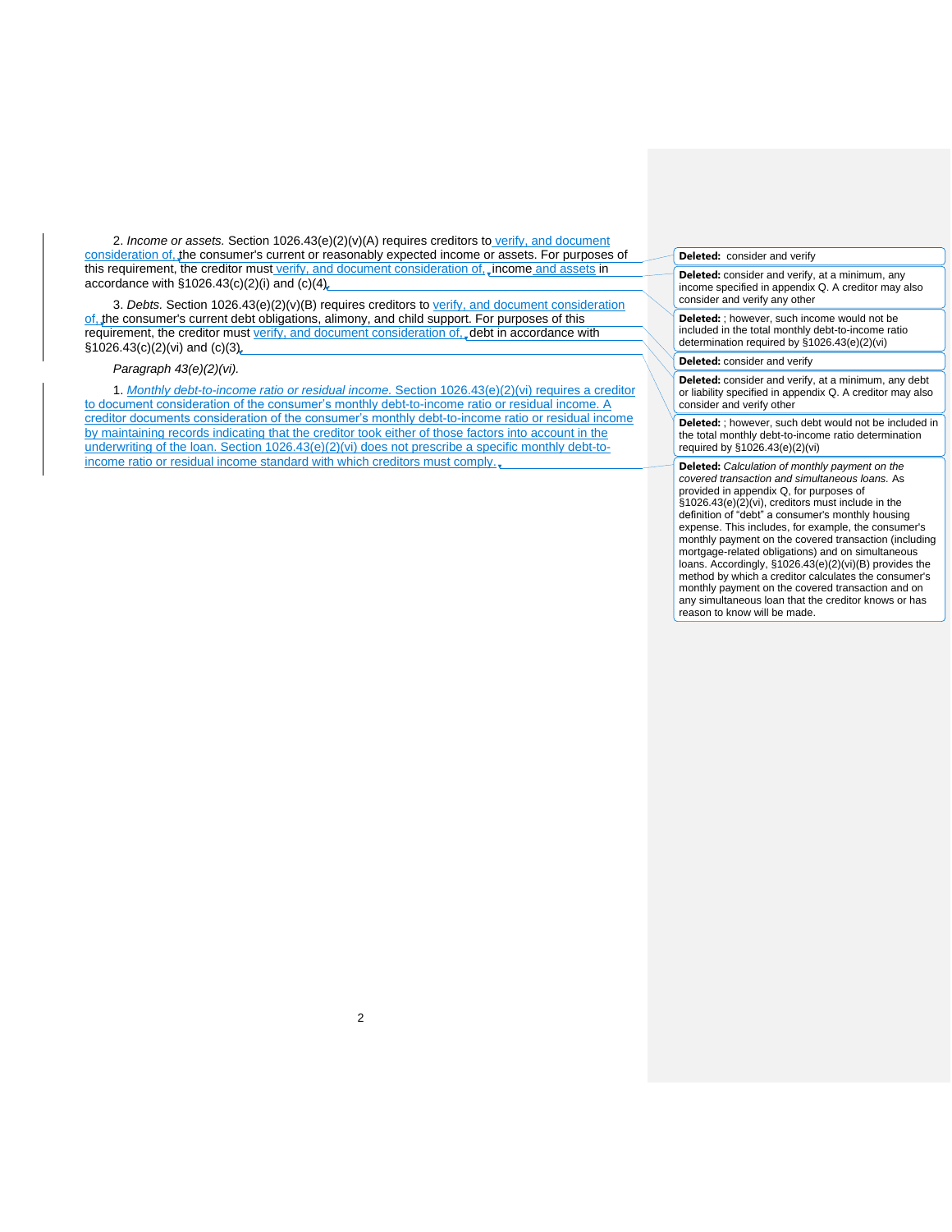2. *Income or assets.* Section 1026.43(e)(2)(v)(A) requires creditors to verify, and document consideration of, the consumer's current or reasonably expected income or assets. For purposes of this requirement, the creditor must verify, and document consideration of, income and assets in accordance with §1026.43(c)(2)(i) and (c)(4).

3. *Debts.* Section 1026.43(e)(2)(v)(B) requires creditors to verify, and document consideration of, the consumer's current debt obligations, alimony, and child support. For purposes of this requirement, the creditor must verify, and document consideration of, debt in accordance with §1026.43(c)(2)(vi) and (c)(3).

*Paragraph 43(e)(2)(vi).*

1. *Monthly debt-to-income ratio or residual income.* Section 1026.43(e)(2)(vi) requires a creditor to document consideration of the consumer's monthly debt-to-income ratio or residual income. A creditor documents consideration of the consumer's monthly debt-to-income ratio or residual income by maintaining records indicating that the creditor took either of those factors into account in the underwriting of the loan. Section 1026.43(e)(2)(vi) does not prescribe a specific monthly debt-to-income ratio or residual income standard with which creditors must comply.

**Deleted:** consider and verify

**Deleted:** consider and verify, at a minimum, any income specified in appendix Q. A creditor may also consider and verify any other

**Deleted:** ; however, such income would not be included in the total monthly debt-to-income ratio determination required by §1026.43(e)(2)(vi)

**Deleted:** consider and verify

**Deleted:** consider and verify, at a minimum, any debt or liability specified in appendix Q. A creditor may also consider and verify any other

**Deleted:** ; however, such debt would not be included in the total monthly debt-to-income ratio determination required by §1026.43(e)(2)(vi)

**Deleted:** *Calculation of monthly payment on the covered transaction and simultaneous loans.* As provided in appendix Q, for purposes of §1026.43(e)(2)(vi), creditors must include in the definition of "debt" a consumer's monthly housing expense. This includes, for example, the consumer's monthly payment on the covered transaction (including mortgage-related obligations) and on simultaneous loans. Accordingly, §1026.43(e)(2)(vi)(B) provides the method by which a creditor calculates the consumer's monthly payment on the covered transaction and on any simultaneous loan that the creditor knows or has reason to know will be made.